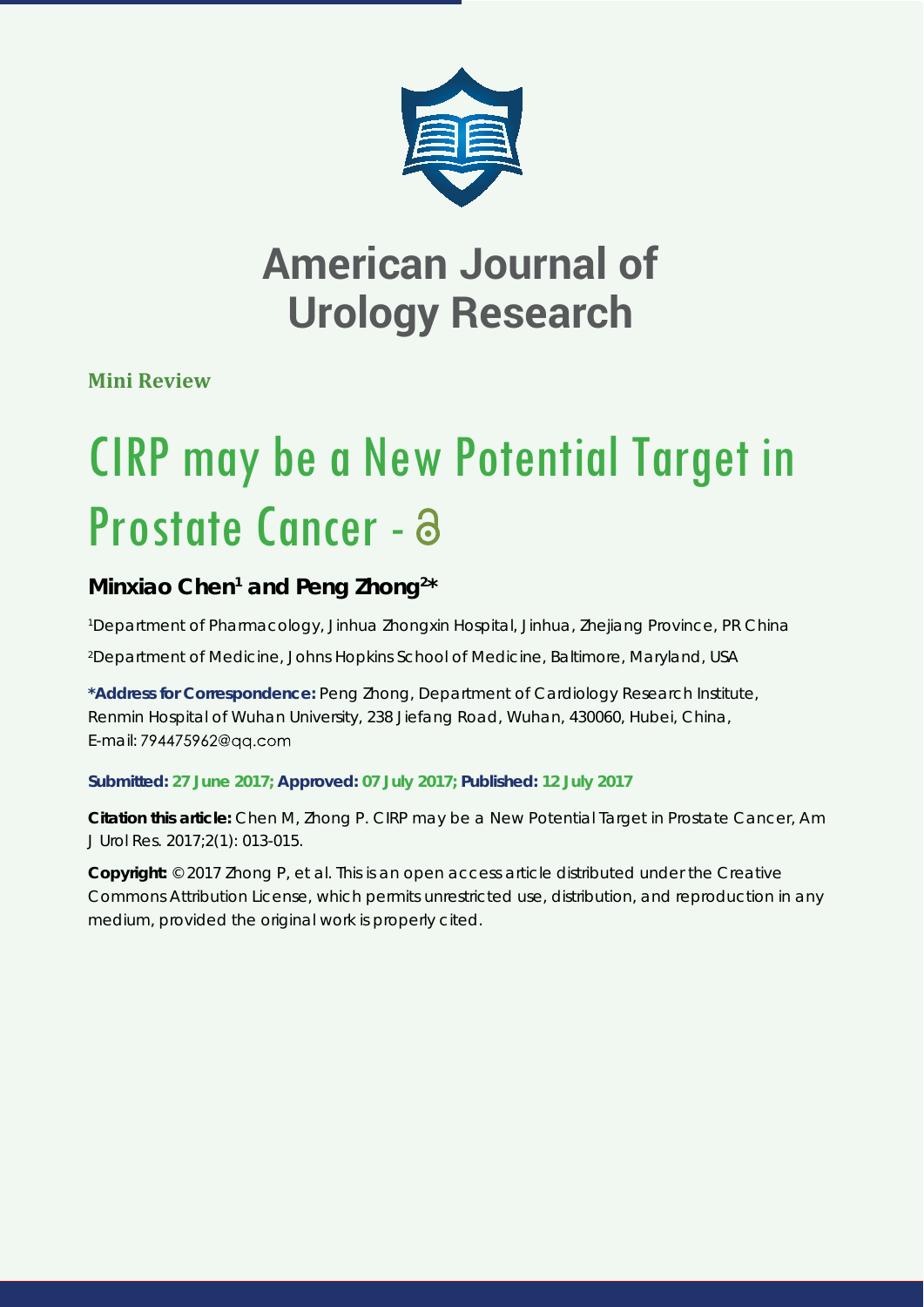# American Journal of Urology Research

**Mini Review**

# CIRP may be a New Potential Target in Prostate Cancer

**Minxiao Chen[1] and Peng Zhong[2]***

[1]Department of Pharmacology, Jinhua Zhongxin Hospital, Jinhua, Zhejiang Province, PR China

[2]Department of Medicine, Johns Hopkins School of Medicine, Baltimore, Maryland, USA

***Address for Correspondence:** Peng Zhong, Department of Cardiology Research Institute, Renmin Hospital of Wuhan University, 238 Jiefang Road, Wuhan, 430060, Hubei, China, E-mail: 794475962@qq.com

**Submitted: 27 June 2017; Approved: 07 July 2017; Published: 12 July 2017**

**Citation this article:** Chen M, Zhong P. CIRP may be a New Potential Target in Prostate Cancer, Am J Urol Res. 2017;2(1): 013-015.

**Copyright:** © 2017 Zhong P, et al. This is an open access article distributed under the Creative Commons Attribution License, which permits unrestricted use, distribution, and reproduction in any medium, provided the original work is properly cited.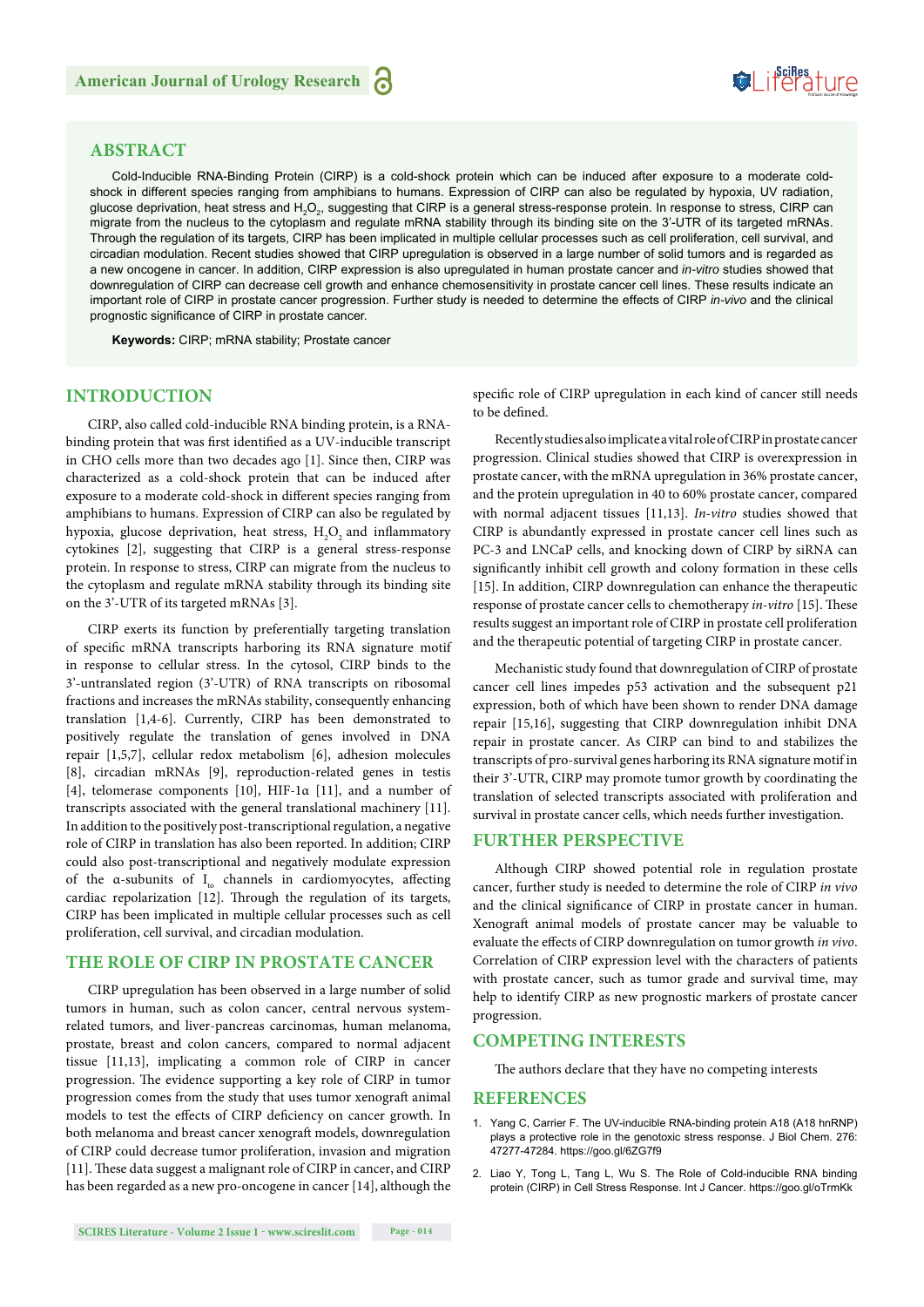## ABSTRACT

Cold-Inducible RNA-Binding Protein (CIRP) is a cold-shock protein which can be induced after exposure to a moderate cold-shock in different species ranging from amphibians to humans. Expression of CIRP can also be regulated by hypoxia, UV radiation, glucose deprivation, heat stress and $H_2O_2$, suggesting that CIRP is a general stress-response protein. In response to stress, CIRP can migrate from the nucleus to the cytoplasm and regulate mRNA stability through its binding site on the 3'-UTR of its targeted mRNAs. Through the regulation of its targets, CIRP has been implicated in multiple cellular processes such as cell proliferation, cell survival, and circadian modulation. Recent studies showed that CIRP upregulation is observed in a large number of solid tumors and is regarded as a new oncogene in cancer. In addition, CIRP expression is also upregulated in human prostate cancer and *in-vitro* studies showed that downregulation of CIRP can decrease cell growth and enhance chemosensitivity in prostate cancer cell lines. These results indicate an important role of CIRP in prostate cancer progression. Further study is needed to determine the effects of CIRP *in-vivo* and the clinical prognostic significance of CIRP in prostate cancer.

**Keywords:** CIRP; mRNA stability; Prostate cancer

## INTRODUCTION

CIRP, also called cold-inducible RNA binding protein, is a RNA-binding protein that was first identified as a UV-inducible transcript in CHO cells more than two decades ago [1]. Since then, CIRP was characterized as a cold-shock protein that can be induced after exposure to a moderate cold-shock in different species ranging from amphibians to humans. Expression of CIRP can also be regulated by hypoxia, glucose deprivation, heat stress, $H_2O_2$ and inflammatory cytokines [2], suggesting that CIRP is a general stress-response protein. In response to stress, CIRP can migrate from the nucleus to the cytoplasm and regulate mRNA stability through its binding site on the 3'-UTR of its targeted mRNAs [3].

CIRP exerts its function by preferentially targeting translation of specific mRNA transcripts harboring its RNA signature motif in response to cellular stress. In the cytosol, CIRP binds to the 3'-untranslated region (3'-UTR) of RNA transcripts on ribosomal fractions and increases the mRNAs stability, consequently enhancing translation [1,4-6]. Currently, CIRP has been demonstrated to positively regulate the translation of genes involved in DNA repair [1,5,7], cellular redox metabolism [6], adhesion molecules [8], circadian mRNAs [9], reproduction-related genes in testis [4], telomerase components [10], HIF-1α [11], and a number of transcripts associated with the general translational machinery [11]. In addition to the positively post-transcriptional regulation, a negative role of CIRP in translation has also been reported. In addition; CIRP could also post-transcriptional and negatively modulate expression of the α-subunits of $I_{to}$ channels in cardiomyocytes, affecting cardiac repolarization [12]. Through the regulation of its targets, CIRP has been implicated in multiple cellular processes such as cell proliferation, cell survival, and circadian modulation.

## THE ROLE OF CIRP IN PROSTATE CANCER

CIRP upregulation has been observed in a large number of solid tumors in human, such as colon cancer, central nervous system-related tumors, and liver-pancreas carcinomas, human melanoma, prostate, breast and colon cancers, compared to normal adjacent tissue [11,13], implicating a common role of CIRP in cancer progression. The evidence supporting a key role of CIRP in tumor progression comes from the study that uses tumor xenograft animal models to test the effects of CIRP deficiency on cancer growth. In both melanoma and breast cancer xenograft models, downregulation of CIRP could decrease tumor proliferation, invasion and migration [11]. These data suggest a malignant role of CIRP in cancer, and CIRP has been regarded as a new pro-oncogene in cancer [14], although the specific role of CIRP upregulation in each kind of cancer still needs to be defined.

Recently studies also implicate a vital role of CIRP in prostate cancer progression. Clinical studies showed that CIRP is overexpression in prostate cancer, with the mRNA upregulation in 36% prostate cancer, and the protein upregulation in 40 to 60% prostate cancer, compared with normal adjacent tissues [11,13]. *In-vitro* studies showed that CIRP is abundantly expressed in prostate cancer cell lines such as PC-3 and LNCaP cells, and knocking down of CIRP by siRNA can significantly inhibit cell growth and colony formation in these cells [15]. In addition, CIRP downregulation can enhance the therapeutic response of prostate cancer cells to chemotherapy *in-vitro* [15]. These results suggest an important role of CIRP in prostate cell proliferation and the therapeutic potential of targeting CIRP in prostate cancer.

Mechanistic study found that downregulation of CIRP of prostate cancer cell lines impedes p53 activation and the subsequent p21 expression, both of which have been shown to render DNA damage repair [15,16], suggesting that CIRP downregulation inhibit DNA repair in prostate cancer. As CIRP can bind to and stabilizes the transcripts of pro-survival genes harboring its RNA signature motif in their 3'-UTR, CIRP may promote tumor growth by coordinating the translation of selected transcripts associated with proliferation and survival in prostate cancer cells, which needs further investigation.

## FURTHER PERSPECTIVE

Although CIRP showed potential role in regulation prostate cancer, further study is needed to determine the role of CIRP *in vivo* and the clinical significance of CIRP in prostate cancer in human. Xenograft animal models of prostate cancer may be valuable to evaluate the effects of CIRP downregulation on tumor growth *in vivo*. Correlation of CIRP expression level with the characters of patients with prostate cancer, such as tumor grade and survival time, may help to identify CIRP as new prognostic markers of prostate cancer progression.

## COMPETING INTERESTS

The authors declare that they have no competing interests

## REFERENCES

1. Yang C, Carrier F. The UV-inducible RNA-binding protein A18 (A18 hnRNP) plays a protective role in the genotoxic stress response. J Biol Chem. 276: 47277-47284. https://goo.gl/6ZG7f9
2. Liao Y, Tong L, Tang L, Wu S. The Role of Cold-inducible RNA binding protein (CIRP) in Cell Stress Response. Int J Cancer. https://goo.gl/oTrmKk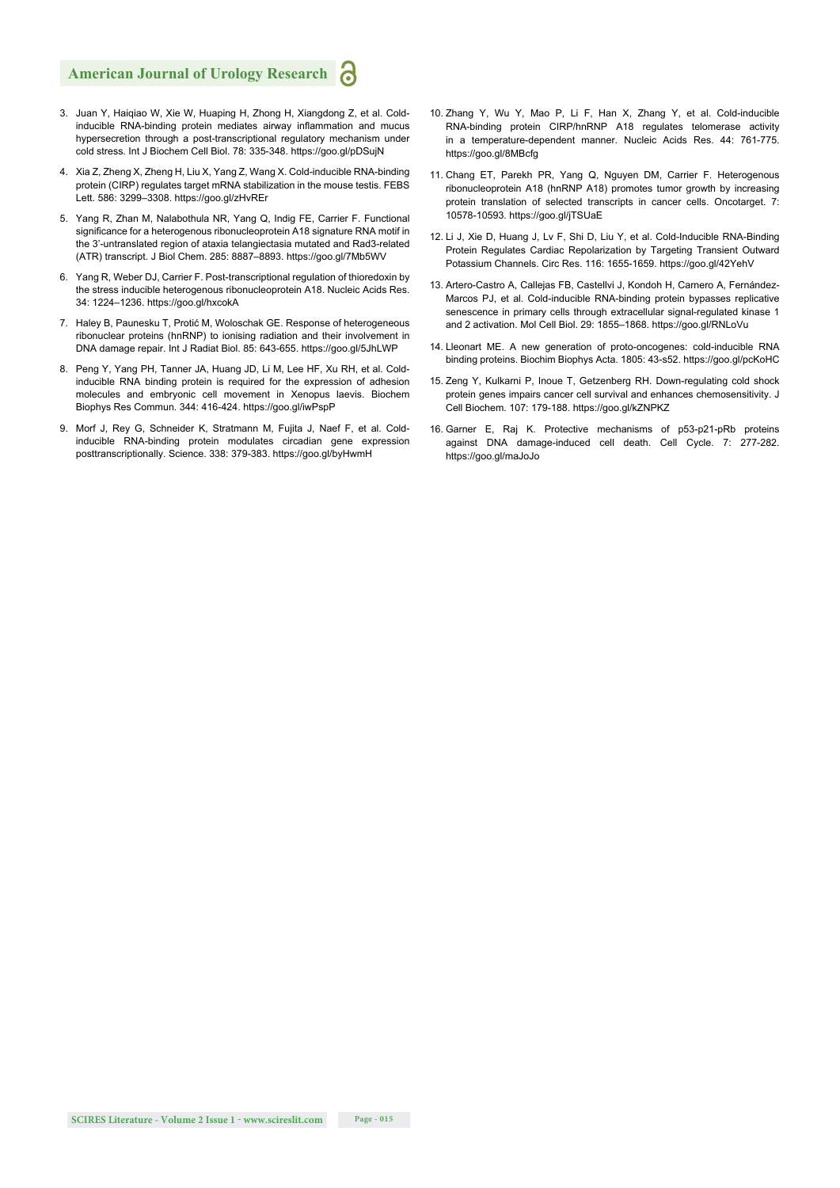3. Juan Y, Haiqiao W, Xie W, Huaping H, Zhong H, Xiangdong Z, et al. Cold-inducible RNA-binding protein mediates airway inflammation and mucus hypersecretion through a post-transcriptional regulatory mechanism under cold stress. Int J Biochem Cell Biol. 78: 335-348. https://goo.gl/pDSujN

4. Xia Z, Zheng X, Zheng H, Liu X, Yang Z, Wang X. Cold-inducible RNA-binding protein (CIRP) regulates target mRNA stabilization in the mouse testis. FEBS Lett. 586: 3299–3308. https://goo.gl/zHvREr

5. Yang R, Zhan M, Nalabothula NR, Yang Q, Indig FE, Carrier F. Functional significance for a heterogenous ribonucleoprotein A18 signature RNA motif in the 3'-untranslated region of ataxia telangiectasia mutated and Rad3-related (ATR) transcript. J Biol Chem. 285: 8887–8893. https://goo.gl/7Mb5WV

6. Yang R, Weber DJ, Carrier F. Post-transcriptional regulation of thioredoxin by the stress inducible heterogenous ribonucleoprotein A18. Nucleic Acids Res. 34: 1224–1236. https://goo.gl/hxcokA

7. Haley B, Paunesku T, Protić M, Woloschak GE. Response of heterogeneous ribonuclear proteins (hnRNP) to ionising radiation and their involvement in DNA damage repair. Int J Radiat Biol. 85: 643-655. https://goo.gl/5JhLWP

8. Peng Y, Yang PH, Tanner JA, Huang JD, Li M, Lee HF, Xu RH, et al. Cold-inducible RNA binding protein is required for the expression of adhesion molecules and embryonic cell movement in Xenopus laevis. Biochem Biophys Res Commun. 344: 416-424. https://goo.gl/iwPspP

9. Morf J, Rey G, Schneider K, Stratmann M, Fujita J, Naef F, et al. Cold-inducible RNA-binding protein modulates circadian gene expression posttranscriptionally. Science. 338: 379-383. https://goo.gl/byHwmH

10. Zhang Y, Wu Y, Mao P, Li F, Han X, Zhang Y, et al. Cold-inducible RNA-binding protein CIRP/hnRNP A18 regulates telomerase activity in a temperature-dependent manner. Nucleic Acids Res. 44: 761-775. https://goo.gl/8MBcfg

11. Chang ET, Parekh PR, Yang Q, Nguyen DM, Carrier F. Heterogenous ribonucleoprotein A18 (hnRNP A18) promotes tumor growth by increasing protein translation of selected transcripts in cancer cells. Oncotarget. 7: 10578-10593. https://goo.gl/jTSUaE

12. Li J, Xie D, Huang J, Lv F, Shi D, Liu Y, et al. Cold-Inducible RNA-Binding Protein Regulates Cardiac Repolarization by Targeting Transient Outward Potassium Channels. Circ Res. 116: 1655-1659. https://goo.gl/42YehV

13. Artero-Castro A, Callejas FB, Castellvi J, Kondoh H, Carnero A, Fernández-Marcos PJ, et al. Cold-inducible RNA-binding protein bypasses replicative senescence in primary cells through extracellular signal-regulated kinase 1 and 2 activation. Mol Cell Biol. 29: 1855–1868. https://goo.gl/RNLoVu

14. Lleonart ME. A new generation of proto-oncogenes: cold-inducible RNA binding proteins. Biochim Biophys Acta. 1805: 43-s52. https://goo.gl/pcKoHC

15. Zeng Y, Kulkarni P, Inoue T, Getzenberg RH. Down-regulating cold shock protein genes impairs cancer cell survival and enhances chemosensitivity. J Cell Biochem. 107: 179-188. https://goo.gl/kZNPKZ

16. Garner E, Raj K. Protective mechanisms of p53-p21-pRb proteins against DNA damage-induced cell death. Cell Cycle. 7: 277-282. https://goo.gl/maJoJo